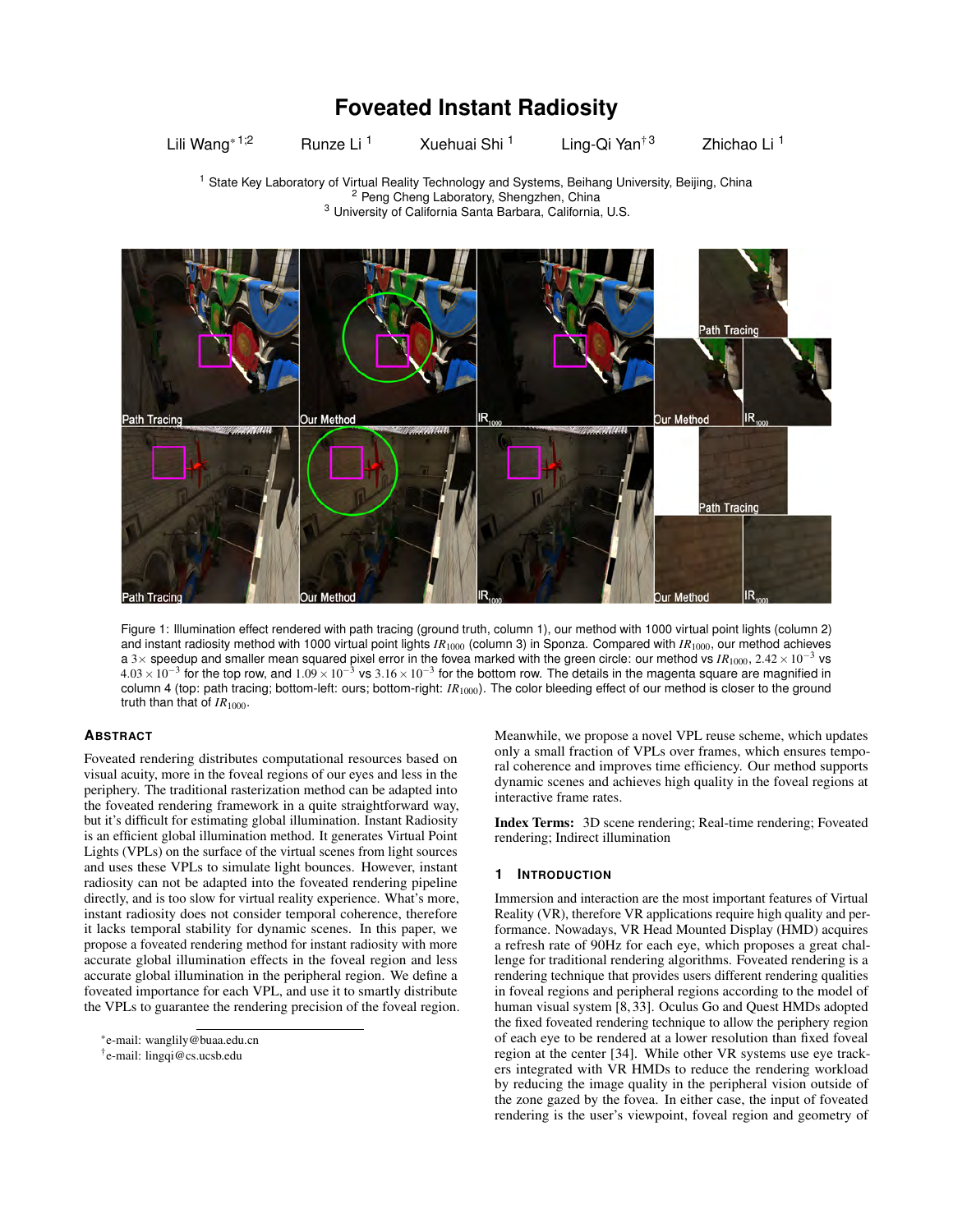# Foveated Instant Radiosity

Lili Wang* [1,2] Runze Li [1] Xuehuai Shi [1] Ling-Qi Yan† [3] Zhichao Li [1]

[1] State Key Laboratory of Virtual Reality Technology and Systems, Beihang University, Beijing, China
[2] Peng Cheng Laboratory, Shengzhen, China
[3] University of California Santa Barbara, California, U.S.

Figure 1: Illumination effect rendered with path tracing (ground truth, column 1), our method with 1000 virtual point lights (column 2) and instant radiosity method with 1000 virtual point lights $IR_{1000}$ (column 3) in Sponza. Compared with $IR_{1000}$, our method achieves a 3× speedup and smaller mean squared pixel error in the fovea marked with the green circle: our method vs $IR_{1000}$, $2.42 \times 10^{-3}$ vs $4.03 \times 10^{-3}$ for the top row, and $1.09 \times 10^{-3}$ vs $3.16 \times 10^{-3}$ for the bottom row. The details in the magenta square are magnified in column 4 (top: path tracing; bottom-left: ours; bottom-right: $IR_{1000}$). The color bleeding effect of our method is closer to the ground truth than that of $IR_{1000}$.

## Abstract

Foveated rendering distributes computational resources based on visual acuity, more in the foveal regions of our eyes and less in the periphery. The traditional rasterization method can be adapted into the foveated rendering framework in a quite straightforward way, but it's difficult for estimating global illumination. Instant Radiosity is an efficient global illumination method. It generates Virtual Point Lights (VPLs) on the surface of the virtual scenes from light sources and uses these VPLs to simulate light bounces. However, instant radiosity can not be adapted into the foveated rendering pipeline directly, and is too slow for virtual reality experience. What's more, instant radiosity does not consider temporal coherence, therefore it lacks temporal stability for dynamic scenes. In this paper, we propose a foveated rendering method for instant radiosity with more accurate global illumination effects in the foveal region and less accurate global illumination in the peripheral region. We define a foveated importance for each VPL, and use it to smartly distribute the VPLs to guarantee the rendering precision of the foveal region. Meanwhile, we propose a novel VPL reuse scheme, which updates only a small fraction of VPLs over frames, which ensures temporal coherence and improves time efficiency. Our method supports dynamic scenes and achieves high quality in the foveal regions at interactive frame rates.

**Index Terms:** 3D scene rendering; Real-time rendering; Foveated rendering; Indirect illumination

*e-mail: wanglily@buaa.edu.cn
†e-mail: lingqi@cs.ucsb.edu

## 1 Introduction

Immersion and interaction are the most important features of Virtual Reality (VR), therefore VR applications require high quality and performance. Nowadays, VR Head Mounted Display (HMD) acquires a refresh rate of 90Hz for each eye, which proposes a great challenge for traditional rendering algorithms. Foveated rendering is a rendering technique that provides users different rendering qualities in foveal regions and peripheral regions according to the model of human visual system [8, 33]. Oculus Go and Quest HMDs adopted the fixed foveated rendering technique to allow the periphery region of each eye to be rendered at a lower resolution than fixed foveal region at the center [34]. While other VR systems use eye trackers integrated with VR HMDs to reduce the rendering workload by reducing the image quality in the peripheral vision outside of the zone gazed by the fovea. In either case, the input of foveated rendering is the user's viewpoint, foveal region and geometry of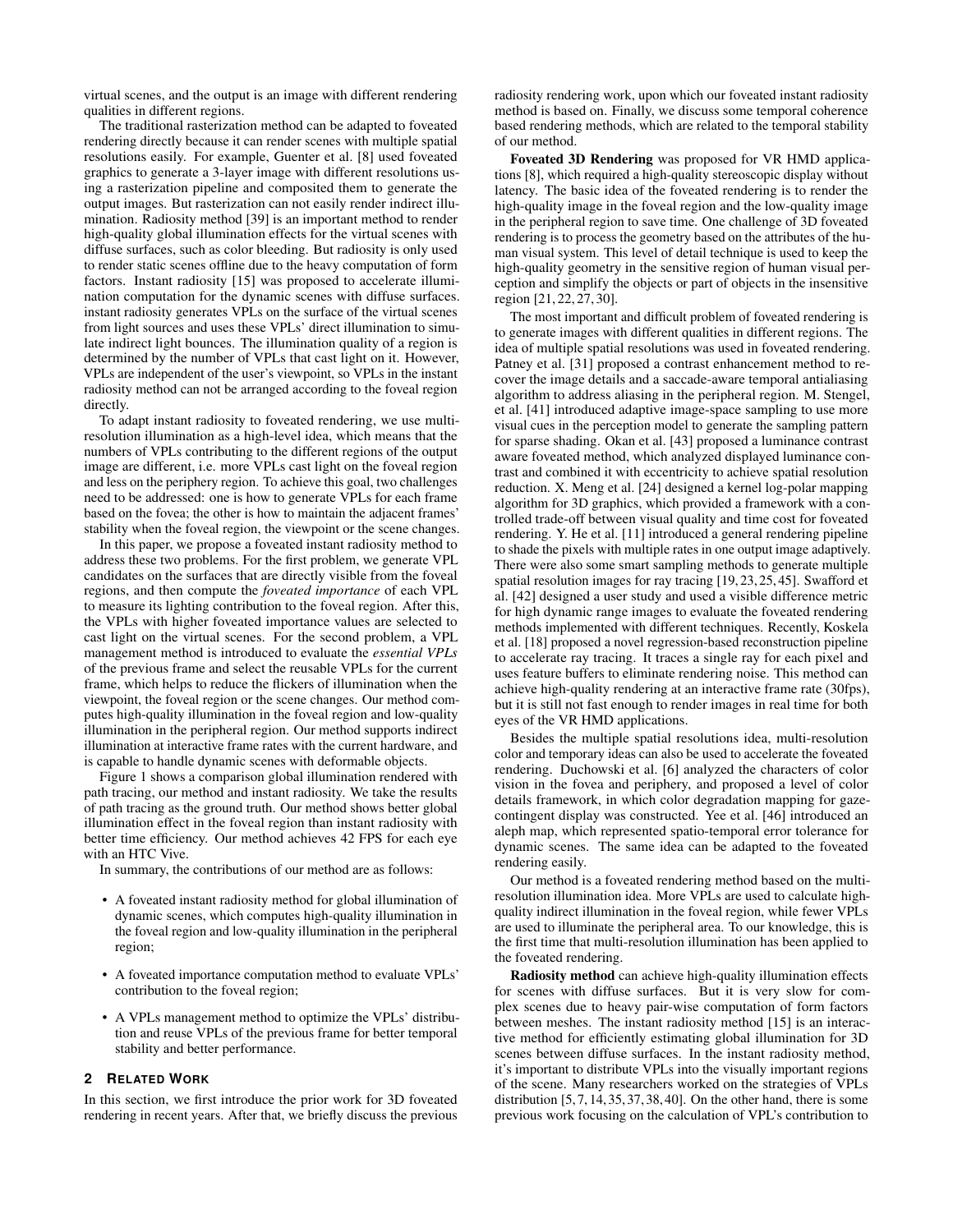virtual scenes, and the output is an image with different rendering qualities in different regions.

The traditional rasterization method can be adapted to foveated rendering directly because it can render scenes with multiple spatial resolutions easily. For example, Guenter et al. [8] used foveated graphics to generate a 3-layer image with different resolutions using a rasterization pipeline and composited them to generate the output images. But rasterization can not easily render indirect illumination. Radiosity method [39] is an important method to render high-quality global illumination effects for the virtual scenes with diffuse surfaces, such as color bleeding. But radiosity is only used to render static scenes offline due to the heavy computation of form factors. Instant radiosity [15] was proposed to accelerate illumination computation for the dynamic scenes with diffuse surfaces. instant radiosity generates VPLs on the surface of the virtual scenes from light sources and uses these VPLs' direct illumination to simulate indirect light bounces. The illumination quality of a region is determined by the number of VPLs that cast light on it. However, VPLs are independent of the user's viewpoint, so VPLs in the instant radiosity method can not be arranged according to the foveal region directly.

To adapt instant radiosity to foveated rendering, we use multi-resolution illumination as a high-level idea, which means that the numbers of VPLs contributing to the different regions of the output image are different, i.e. more VPLs cast light on the foveal region and less on the periphery region. To achieve this goal, two challenges need to be addressed: one is how to generate VPLs for each frame based on the fovea; the other is how to maintain the adjacent frames' stability when the foveal region, the viewpoint or the scene changes.

In this paper, we propose a foveated instant radiosity method to address these two problems. For the first problem, we generate VPL candidates on the surfaces that are directly visible from the foveal regions, and then compute the *foveated importance* of each VPL to measure its lighting contribution to the foveal region. After this, the VPLs with higher foveated importance values are selected to cast light on the virtual scenes. For the second problem, a VPL management method is introduced to evaluate the *essential VPLs* of the previous frame and select the reusable VPLs for the current frame, which helps to reduce the flickers of illumination when the viewpoint, the foveal region or the scene changes. Our method computes high-quality illumination in the foveal region and low-quality illumination in the peripheral region. Our method supports indirect illumination at interactive frame rates with the current hardware, and is capable to handle dynamic scenes with deformable objects.

Figure 1 shows a comparison global illumination rendered with path tracing, our method and instant radiosity. We take the results of path tracing as the ground truth. Our method shows better global illumination effect in the foveal region than instant radiosity with better time efficiency. Our method achieves 42 FPS for each eye with an HTC Vive.

In summary, the contributions of our method are as follows:

- A foveated instant radiosity method for global illumination of dynamic scenes, which computes high-quality illumination in the foveal region and low-quality illumination in the peripheral region;
- A foveated importance computation method to evaluate VPLs' contribution to the foveal region;
- A VPLs management method to optimize the VPLs' distribution and reuse VPLs of the previous frame for better temporal stability and better performance.

## 2 Related Work

In this section, we first introduce the prior work for 3D foveated rendering in recent years. After that, we briefly discuss the previous radiosity rendering work, upon which our foveated instant radiosity method is based on. Finally, we discuss some temporal coherence based rendering methods, which are related to the temporal stability of our method.

**Foveated 3D Rendering** was proposed for VR HMD applications [8], which required a high-quality stereoscopic display without latency. The basic idea of the foveated rendering is to render the high-quality image in the foveal region and the low-quality image in the peripheral region to save time. One challenge of 3D foveated rendering is to process the geometry based on the attributes of the human visual system. This level of detail technique is used to keep the high-quality geometry in the sensitive region of human visual perception and simplify the objects or part of objects in the insensitive region [21, 22, 27, 30].

The most important and difficult problem of foveated rendering is to generate images with different qualities in different regions. The idea of multiple spatial resolutions was used in foveated rendering. Patney et al. [31] proposed a contrast enhancement method to recover the image details and a saccade-aware temporal antialiasing algorithm to address aliasing in the peripheral region. M. Stengel, et al. [41] introduced adaptive image-space sampling to use more visual cues in the perception model to generate the sampling pattern for sparse shading. Okan et al. [43] proposed a luminance contrast aware foveated method, which analyzed displayed luminance contrast and combined it with eccentricity to achieve spatial resolution reduction. X. Meng et al. [24] designed a kernel log-polar mapping algorithm for 3D graphics, which provided a framework with a controlled trade-off between visual quality and time cost for foveated rendering. Y. He et al. [11] introduced a general rendering pipeline to shade the pixels with multiple rates in one output image adaptively. There were also some smart sampling methods to generate multiple spatial resolution images for ray tracing [19, 23, 25, 45]. Swafford et al. [42] designed a user study and used a visible difference metric for high dynamic range images to evaluate the foveated rendering methods implemented with different techniques. Recently, Koskela et al. [18] proposed a novel regression-based reconstruction pipeline to accelerate ray tracing. It traces a single ray for each pixel and uses feature buffers to eliminate rendering noise. This method can achieve high-quality rendering at an interactive frame rate (30fps), but it is still not fast enough to render images in real time for both eyes of the VR HMD applications.

Besides the multiple spatial resolutions idea, multi-resolution color and temporary ideas can also be used to accelerate the foveated rendering. Duchowski et al. [6] analyzed the characters of color vision in the fovea and periphery, and proposed a level of color details framework, in which color degradation mapping for gaze-contingent display was constructed. Yee et al. [46] introduced an aleph map, which represented spatio-temporal error tolerance for dynamic scenes. The same idea can be adapted to the foveated rendering easily.

Our method is a foveated rendering method based on the multi-resolution illumination idea. More VPLs are used to calculate high-quality indirect illumination in the foveal region, while fewer VPLs are used to illuminate the peripheral area. To our knowledge, this is the first time that multi-resolution illumination has been applied to the foveated rendering.

**Radiosity method** can achieve high-quality illumination effects for scenes with diffuse surfaces. But it is very slow for complex scenes due to heavy pair-wise computation of form factors between meshes. The instant radiosity method [15] is an interactive method for efficiently estimating global illumination for 3D scenes between diffuse surfaces. In the instant radiosity method, it's important to distribute VPLs into the visually important regions of the scene. Many researchers worked on the strategies of VPLs distribution [5, 7, 14, 35, 37, 38, 40]. On the other hand, there is some previous work focusing on the calculation of VPL's contribution to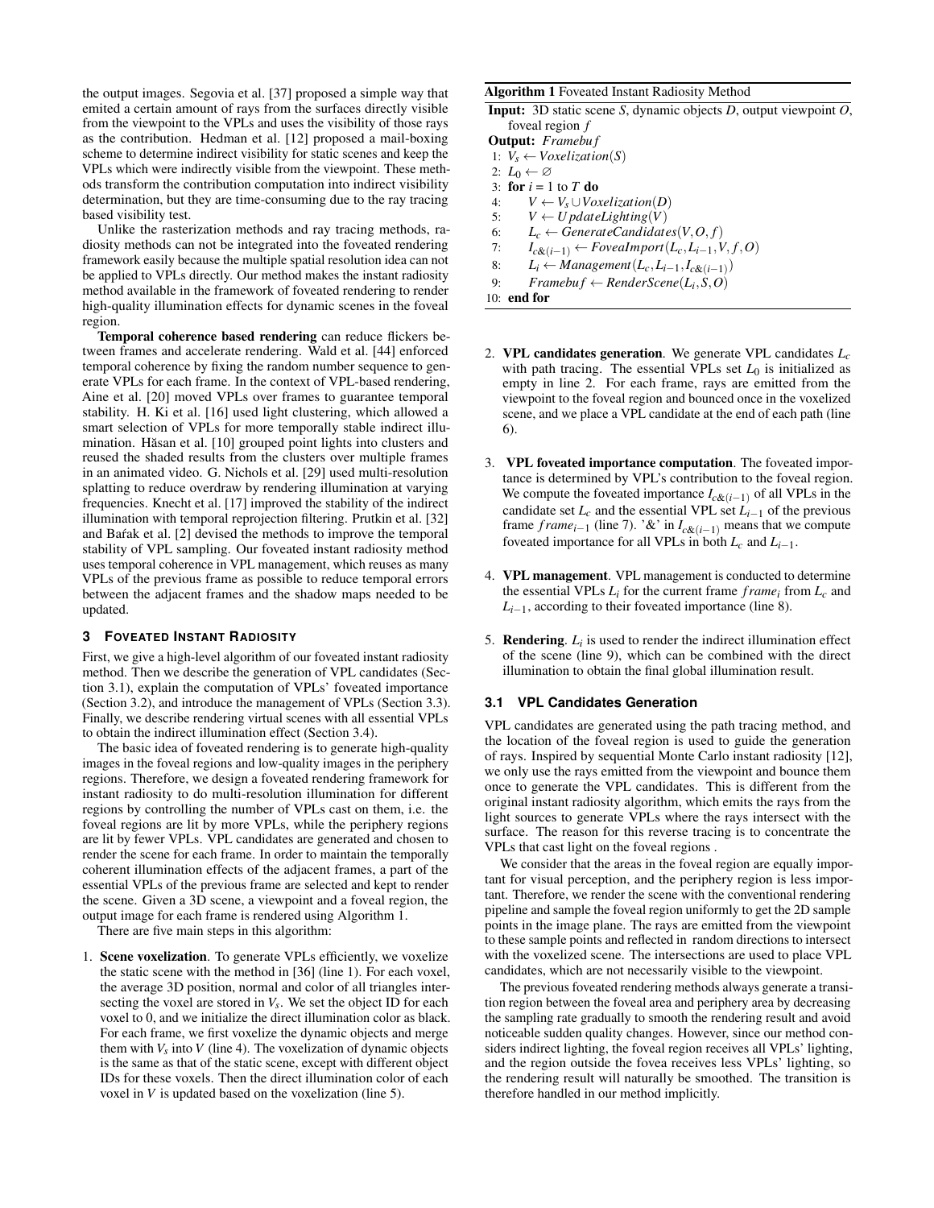the output images. Segovia et al. [37] proposed a simple way that emited a certain amount of rays from the surfaces directly visible from the viewpoint to the VPLs and uses the visibility of those rays as the contribution. Hedman et al. [12] proposed a mail-boxing scheme to determine indirect visibility for static scenes and keep the VPLs which were indirectly visible from the viewpoint. These methods transform the contribution computation into indirect visibility determination, but they are time-consuming due to the ray tracing based visibility test.

Unlike the rasterization methods and ray tracing methods, radiosity methods can not be integrated into the foveated rendering framework easily because the multiple spatial resolution idea can not be applied to VPLs directly. Our method makes the instant radiosity method available in the framework of foveated rendering to render high-quality illumination effects for dynamic scenes in the foveal region.

**Temporal coherence based rendering** can reduce flickers between frames and accelerate rendering. Wald et al. [44] enforced temporal coherence by fixing the random number sequence to generate VPLs for each frame. In the context of VPL-based rendering, Aine et al. [20] moved VPLs over frames to guarantee temporal stability. H. Ki et al. [16] used light clustering, which allowed a smart selection of VPLs for more temporally stable indirect illumination. Hăsan et al. [10] grouped point lights into clusters and reused the shaded results from the clusters over multiple frames in an animated video. G. Nichols et al. [29] used multi-resolution splatting to reduce overdraw by rendering illumination at varying frequencies. Knecht et al. [17] improved the stability of the indirect illumination with temporal reprojection filtering. Prutkin et al. [32] and Bafak et al. [2] devised the methods to improve the temporal stability of VPL sampling. Our foveated instant radiosity method uses temporal coherence in VPL management, which reuses as many VPLs of the previous frame as possible to reduce temporal errors between the adjacent frames and the shadow maps needed to be updated.

## 3 Foveated Instant Radiosity

First, we give a high-level algorithm of our foveated instant radiosity method. Then we describe the generation of VPL candidates (Section 3.1), explain the computation of VPLs' foveated importance (Section 3.2), and introduce the management of VPLs (Section 3.3). Finally, we describe rendering virtual scenes with all essential VPLs to obtain the indirect illumination effect (Section 3.4).

The basic idea of foveated rendering is to generate high-quality images in the foveal regions and low-quality images in the periphery regions. Therefore, we design a foveated rendering framework for instant radiosity to do multi-resolution illumination for different regions by controlling the number of VPLs cast on them, i.e. the foveal regions are lit by more VPLs, while the periphery regions are lit by fewer VPLs. VPL candidates are generated and chosen to render the scene for each frame. In order to maintain the temporally coherent illumination effects of the adjacent frames, a part of the essential VPLs of the previous frame are selected and kept to render the scene. Given a 3D scene, a viewpoint and a foveal region, the output image for each frame is rendered using Algorithm 1.

**Algorithm 1** Foveated Instant Radiosity Method

**Input:** 3D static scene $S$, dynamic objects $D$, output viewpoint $O$, foveal region $f$
**Output:** $Framebuf$

```
1: V_s ← Voxelization(S)
2: L_0 ← ∅
3: for i = 1 to T do
4:     V ← V_s ∪ Voxelization(D)
5:     V ← UpdateLighting(V)
6:     L_c ← GenerateCandidates(V, O, f)
7:     I_{c&(i−1)} ← FoveaImport(L_c, L_{i−1}, V, f, O)
8:     L_i ← Management(L_c, L_{i−1}, I_{c&(i−1)})
9:     Framebuf ← RenderScene(L_i, S, O)
10: end for
```

There are five main steps in this algorithm:

1. **Scene voxelization**. To generate VPLs efficiently, we voxelize the static scene with the method in [36] (line 1). For each voxel, the average 3D position, normal and color of all triangles intersecting the voxel are stored in $V_s$. We set the object ID for each voxel to 0, and we initialize the direct illumination color as black. For each frame, we first voxelize the dynamic objects and merge them with $V_s$ into $V$ (line 4). The voxelization of dynamic objects is the same as that of the static scene, except with different object IDs for these voxels. Then the direct illumination color of each voxel in $V$ is updated based on the voxelization (line 5).

2. **VPL candidates generation**. We generate VPL candidates $L_c$ with path tracing. The essential VPLs set $L_0$ is initialized as empty in line 2. For each frame, rays are emitted from the viewpoint to the foveal region and bounced once in the voxelized scene, and we place a VPL candidate at the end of each path (line 6).

3. **VPL foveated importance computation**. The foveated importance is determined by VPL's contribution to the foveal region. We compute the foveated importance $I_{c\&(i-1)}$ of all VPLs in the candidate set $L_c$ and the essential VPL set $L_{i-1}$ of the previous frame $frame_{i-1}$ (line 7). '&' in $I_{c\&(i-1)}$ means that we compute foveated importance for all VPLs in both $L_c$ and $L_{i-1}$.

4. **VPL management**. VPL management is conducted to determine the essential VPLs $L_i$ for the current frame $frame_i$ from $L_c$ and $L_{i-1}$, according to their foveated importance (line 8).

5. **Rendering**. $L_i$ is used to render the indirect illumination effect of the scene (line 9), which can be combined with the direct illumination to obtain the final global illumination result.

### 3.1 VPL Candidates Generation

VPL candidates are generated using the path tracing method, and the location of the foveal region is used to guide the generation of rays. Inspired by sequential Monte Carlo instant radiosity [12], we only use the rays emitted from the viewpoint and bounce them once to generate the VPL candidates. This is different from the original instant radiosity algorithm, which emits the rays from the light sources to generate VPLs where the rays intersect with the surface. The reason for this reverse tracing is to concentrate the VPLs that cast light on the foveal regions .

We consider that the areas in the foveal region are equally important for visual perception, and the periphery region is less important. Therefore, we render the scene with the conventional rendering pipeline and sample the foveal region uniformly to get the 2D sample points in the image plane. The rays are emitted from the viewpoint to these sample points and reflected in random directions to intersect with the voxelized scene. The intersections are used to place VPL candidates, which are not necessarily visible to the viewpoint.

The previous foveated rendering methods always generate a transition region between the foveal area and periphery area by decreasing the sampling rate gradually to smooth the rendering result and avoid noticeable sudden quality changes. However, since our method considers indirect lighting, the foveal region receives all VPLs' lighting, and the region outside the fovea receives less VPLs' lighting, so the rendering result will naturally be smoothed. The transition is therefore handled in our method implicitly.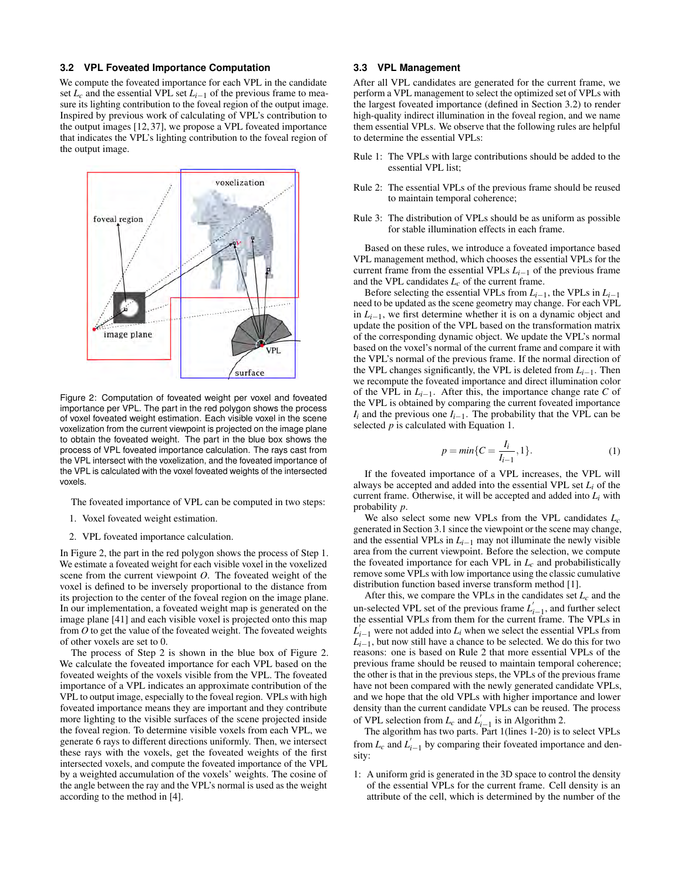### 3.2 VPL Foveated Importance Computation

We compute the foveated importance for each VPL in the candidate set $L_c$ and the essential VPL set $L_{i-1}$ of the previous frame to measure its lighting contribution to the foveal region of the output image. Inspired by previous work of calculating of VPL's contribution to the output images [12, 37], we propose a VPL foveated importance that indicates the VPL's lighting contribution to the foveal region of the output image.

Figure 2: Computation of foveated weight per voxel and foveated importance per VPL. The part in the red polygon shows the process of voxel foveated weight estimation. Each visible voxel in the scene voxelization from the current viewpoint is projected on the image plane to obtain the foveated weight. The part in the blue box shows the process of VPL foveated importance calculation. The rays cast from the VPL intersect with the voxelization, and the foveated importance of the VPL is calculated with the voxel foveated weights of the intersected voxels.

The foveated importance of VPL can be computed in two steps:

1. Voxel foveated weight estimation.
2. VPL foveated importance calculation.

In Figure 2, the part in the red polygon shows the process of Step 1. We estimate a foveated weight for each visible voxel in the voxelized scene from the current viewpoint $O$. The foveated weight of the voxel is defined to be inversely proportional to the distance from its projection to the center of the foveal region on the image plane. In our implementation, a foveated weight map is generated on the image plane [41] and each visible voxel is projected onto this map from $O$ to get the value of the foveated weight. The foveated weights of other voxels are set to 0.

The process of Step 2 is shown in the blue box of Figure 2. We calculate the foveated importance for each VPL based on the foveated weights of the voxels visible from the VPL. The foveated importance of a VPL indicates an approximate contribution of the VPL to output image, especially to the foveal region. VPLs with high foveated importance means they are important and they contribute more lighting to the visible surfaces of the scene projected inside the foveal region. To determine visible voxels from each VPL, we generate 6 rays to different directions uniformly. Then, we intersect these rays with the voxels, get the foveated weights of the first intersected voxels, and compute the foveated importance of the VPL by a weighted accumulation of the voxels' weights. The cosine of the angle between the ray and the VPL's normal is used as the weight according to the method in [4].

### 3.3 VPL Management

After all VPL candidates are generated for the current frame, we perform a VPL management to select the optimized set of VPLs with the largest foveated importance (defined in Section 3.2) to render high-quality indirect illumination in the foveal region, and we name them essential VPLs. We observe that the following rules are helpful to determine the essential VPLs:

Rule 1: The VPLs with large contributions should be added to the essential VPL list;

Rule 2: The essential VPLs of the previous frame should be reused to maintain temporal coherence;

Rule 3: The distribution of VPLs should be as uniform as possible for stable illumination effects in each frame.

Based on these rules, we introduce a foveated importance based VPL management method, which chooses the essential VPLs for the current frame from the essential VPLs $L_{i-1}$ of the previous frame and the VPL candidates $L_c$ of the current frame.

Before selecting the essential VPLs from $L_{i-1}$, the VPLs in $L_{i-1}$ need to be updated as the scene geometry may change. For each VPL in $L_{i-1}$, we first determine whether it is on a dynamic object and update the position of the VPL based on the transformation matrix of the corresponding dynamic object. We update the VPL's normal based on the voxel's normal of the current frame and compare it with the VPL's normal of the previous frame. If the normal direction of the VPL changes significantly, the VPL is deleted from $L_{i-1}$. Then we recompute the foveated importance and direct illumination color of the VPL in $L_{i-1}$. After this, the importance change rate $C$ of the VPL is obtained by comparing the current foveated importance $I_i$ and the previous one $I_{i-1}$. The probability that the VPL can be selected $p$ is calculated with Equation 1.

$$p = min\{C = \frac{I_i}{I_{i-1}}, 1\}. \tag{1}$$

If the foveated importance of a VPL increases, the VPL will always be accepted and added into the essential VPL set $L_i$ of the current frame. Otherwise, it will be accepted and added into $L_i$ with probability $p$.

We also select some new VPLs from the VPL candidates $L_c$ generated in Section 3.1 since the viewpoint or the scene may change, and the essential VPLs in $L_{i-1}$ may not illuminate the newly visible area from the current viewpoint. Before the selection, we compute the foveated importance for each VPL in $L_c$ and probabilistically remove some VPLs with low importance using the classic cumulative distribution function based inverse transform method [1].

After this, we compare the VPLs in the candidates set $L_c$ and the un-selected VPL set of the previous frame $L_{i-1}^{'}$, and further select the essential VPLs from them for the current frame. The VPLs in $L_{i-1}^{'}$ were not added into $L_i$ when we select the essential VPLs from $L_{i-1}$, but now still have a chance to be selected. We do this for two reasons: one is based on Rule 2 that more essential VPLs of the previous frame should be reused to maintain temporal coherence; the other is that in the previous steps, the VPLs of the previous frame have not been compared with the newly generated candidate VPLs, and we hope that the old VPLs with higher importance and lower density than the current candidate VPLs can be reused. The process of VPL selection from $L_c$ and $L_{i-1}^{'}$ is in Algorithm 2.

The algorithm has two parts. Part 1(lines 1-20) is to select VPLs from $L_c$ and $L_{i-1}^{'}$ by comparing their foveated importance and density:

1: A uniform grid is generated in the 3D space to control the density of the essential VPLs for the current frame. Cell density is an attribute of the cell, which is determined by the number of the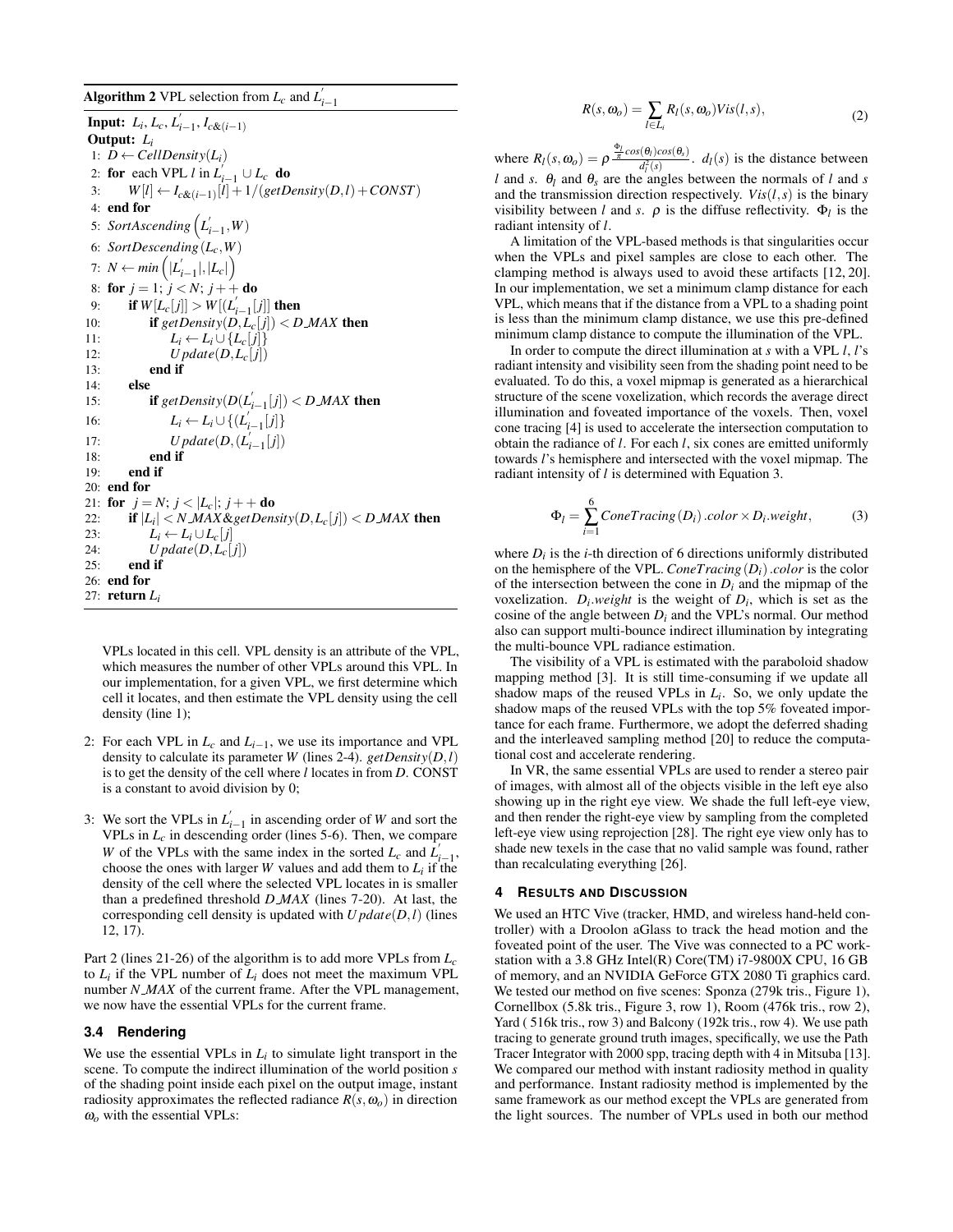**Algorithm 2** VPL selection from $L_c$ and $L'_{i-1}$

**Input:** $L_i, L_c, L'_{i-1}, I_{c\&(i-1)}$
**Output:** $L_i$

1: $D \leftarrow CellDensity(L_i)$
2: **for** each VPL $l$ in $L'_{i-1} \cup L_c$ **do**
3: $\quad W[l] \leftarrow I_{c\&(i-1)}[l] + 1/(getDensity(D,l) + CONST)$
4: **end for**
5: $SortAscending\left(L'_{i-1}, W\right)$
6: $SortDescending(L_c, W)$
7: $N \leftarrow min\left(|L'_{i-1}|, |L_c|\right)$
8: **for** $j = 1$; $j < N$; $j++$ **do**
9: $\quad$**if** $W[L_c[j]] > W[(L'_{i-1}[j]]$ **then**
10: $\quad\quad$**if** $getDensity(D, L_c[j]) < D\_MAX$ **then**
11: $\quad\quad\quad L_i \leftarrow L_i \cup \{L_c[j]\}$
12: $\quad\quad\quad Update(D, L_c[j])$
13: $\quad\quad$**end if**
14: $\quad$**else**
15: $\quad\quad$**if** $getDensity(D(L'_{i-1}[j]) < D\_MAX$ **then**
16: $\quad\quad\quad L_i \leftarrow L_i \cup \{(L'_{i-1}[j]\}$
17: $\quad\quad\quad Update(D, (L'_{i-1}[j])$
18: $\quad\quad$**end if**
19: $\quad$**end if**
20: **end for**
21: **for** $j = N$; $j < |L_c|$; $j++$ **do**
22: $\quad$**if** $|L_i| < N\_MAX \& getDensity(D, L_c[j]) < D\_MAX$ **then**
23: $\quad\quad L_i \leftarrow L_i \cup L_c[j]$
24: $\quad\quad Update(D, L_c[j])$
25: $\quad$**end if**
26: **end for**
27: **return** $L_i$

VPLs located in this cell. VPL density is an attribute of the VPL, which measures the number of other VPLs around this VPL. In our implementation, for a given VPL, we first determine which cell it locates, and then estimate the VPL density using the cell density (line 1);

2: For each VPL in $L_c$ and $L_{i-1}$, we use its importance and VPL density to calculate its parameter $W$ (lines 2-4). $getDensity(D,l)$ is to get the density of the cell where $l$ locates in from $D$. CONST is a constant to avoid division by 0;

3: We sort the VPLs in $L'_{i-1}$ in ascending order of $W$ and sort the VPLs in $L_c$ in descending order (lines 5-6). Then, we compare $W$ of the VPLs with the same index in the sorted $L_c$ and $L'_{i-1}$, choose the ones with larger $W$ values and add them to $L_i$ if the density of the cell where the selected VPL locates in is smaller than a predefined threshold $D\_MAX$ (lines 7-20). At last, the corresponding cell density is updated with $Update(D,l)$ (lines 12, 17).

Part 2 (lines 21-26) of the algorithm is to add more VPLs from $L_c$ to $L_i$ if the VPL number of $L_i$ does not meet the maximum VPL number $N\_MAX$ of the current frame. After the VPL management, we now have the essential VPLs for the current frame.

### 3.4 Rendering

We use the essential VPLs in $L_i$ to simulate light transport in the scene. To compute the indirect illumination of the world position $s$ of the shading point inside each pixel on the output image, instant radiosity approximates the reflected radiance $R(s, \omega_o)$ in direction $\omega_o$ with the essential VPLs:

$$R(s, \omega_o) = \sum_{l \in L_i} R_l(s, \omega_o) Vis(l, s), \tag{2}$$

where $R_l(s, \omega_o) = \rho \frac{\frac{\Phi_l}{\pi} cos(\theta_l) cos(\theta_s)}{d_l^2(s)}$. $d_l(s)$ is the distance between $l$ and $s$. $\theta_l$ and $\theta_s$ are the angles between the normals of $l$ and $s$ and the transmission direction respectively. $Vis(l,s)$ is the binary visibility between $l$ and $s$. $\rho$ is the diffuse reflectivity. $\Phi_l$ is the radiant intensity of $l$.

A limitation of the VPL-based methods is that singularities occur when the VPLs and pixel samples are close to each other. The clamping method is always used to avoid these artifacts [12, 20]. In our implementation, we set a minimum clamp distance for each VPL, which means that if the distance from a VPL to a shading point is less than the minimum clamp distance, we use this pre-defined minimum clamp distance to compute the illumination of the VPL.

In order to compute the direct illumination at $s$ with a VPL $l$, $l$'s radiant intensity and visibility seen from the shading point need to be evaluated. To do this, a voxel mipmap is generated as a hierarchical structure of the scene voxelization, which records the average direct illumination and foveated importance of the voxels. Then, voxel cone tracing [4] is used to accelerate the intersection computation to obtain the radiance of $l$. For each $l$, six cones are emitted uniformly towards $l$'s hemisphere and intersected with the voxel mipmap. The radiant intensity of $l$ is determined with Equation 3.

$$\Phi_l = \sum_{i=1}^{6} ConeTracing(D_i).color \times D_i.weight, \tag{3}$$

where $D_i$ is the $i$-th direction of 6 directions uniformly distributed on the hemisphere of the VPL. $ConeTracing(D_i).color$ is the color of the intersection between the cone in $D_i$ and the mipmap of the voxelization. $D_i.weight$ is the weight of $D_i$, which is set as the cosine of the angle between $D_i$ and the VPL's normal. Our method also can support multi-bounce indirect illumination by integrating the multi-bounce VPL radiance estimation.

The visibility of a VPL is estimated with the paraboloid shadow mapping method [3]. It is still time-consuming if we update all shadow maps of the reused VPLs in $L_i$. So, we only update the shadow maps of the reused VPLs with the top 5% foveated importance for each frame. Furthermore, we adopt the deferred shading and the interleaved sampling method [20] to reduce the computational cost and accelerate rendering.

In VR, the same essential VPLs are used to render a stereo pair of images, with almost all of the objects visible in the left eye also showing up in the right eye view. We shade the full left-eye view, and then render the right-eye view by sampling from the completed left-eye view using reprojection [28]. The right eye view only has to shade new texels in the case that no valid sample was found, rather than recalculating everything [26].

## 4 Results and Discussion

We used an HTC Vive (tracker, HMD, and wireless hand-held controller) with a Droolon aGlass to track the head motion and the foveated point of the user. The Vive was connected to a PC workstation with a 3.8 GHz Intel(R) Core(TM) i7-9800X CPU, 16 GB of memory, and an NVIDIA GeForce GTX 2080 Ti graphics card. We tested our method on five scenes: Sponza (279k tris., Figure 1), Cornellbox (5.8k tris., Figure 3, row 1), Room (476k tris., row 2), Yard ( 516k tris., row 3) and Balcony (192k tris., row 4). We use path tracing to generate ground truth images, specifically, we use the Path Tracer Integrator with 2000 spp, tracing depth with 4 in Mitsuba [13]. We compared our method with instant radiosity method in quality and performance. Instant radiosity method is implemented by the same framework as our method except the VPLs are generated from the light sources. The number of VPLs used in both our method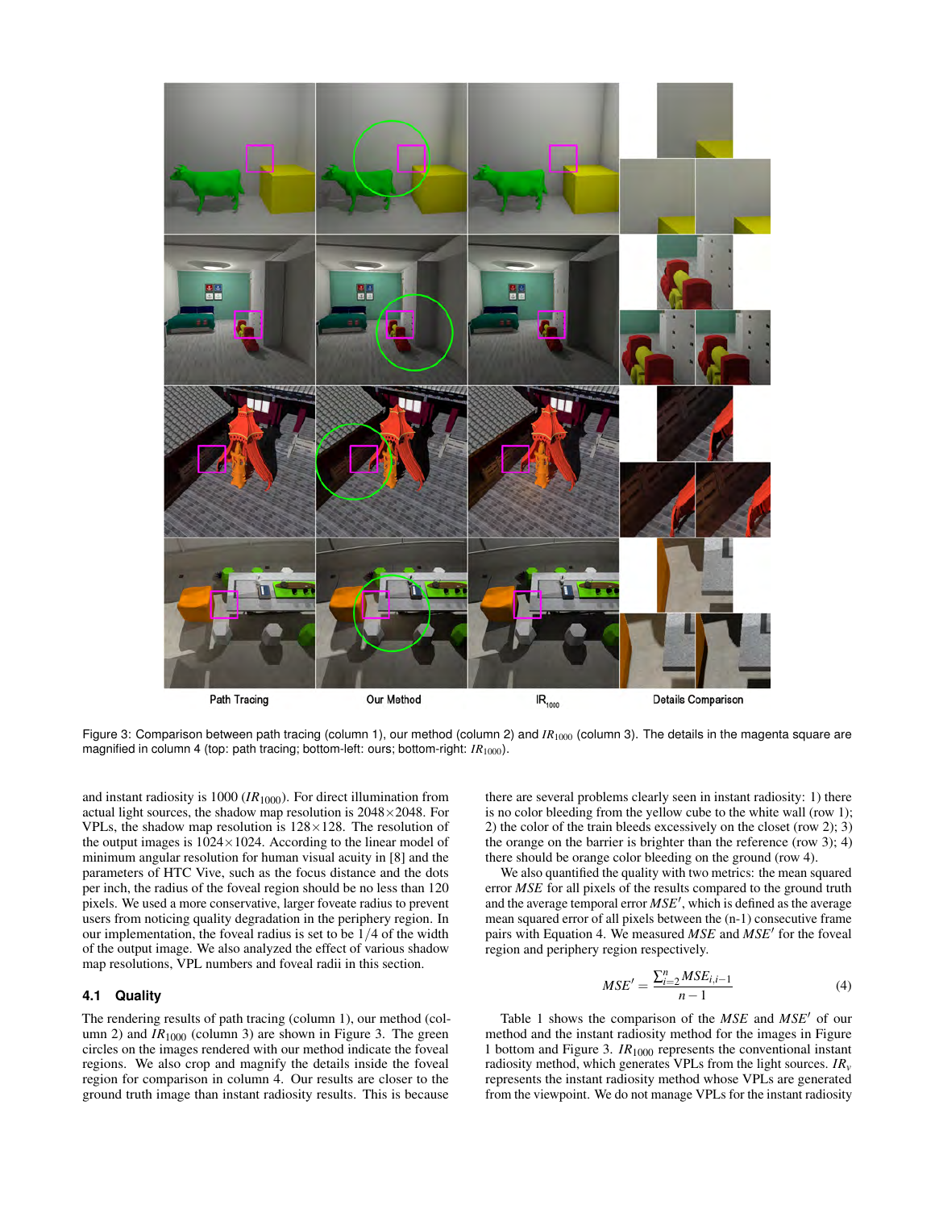Path Tracing | Our Method | $IR_{1000}$ | Details Comparison

Figure 3: Comparison between path tracing (column 1), our method (column 2) and $IR_{1000}$ (column 3). The details in the magenta square are magnified in column 4 (top: path tracing; bottom-left: ours; bottom-right: $IR_{1000}$).

and instant radiosity is 1000 ($IR_{1000}$). For direct illumination from actual light sources, the shadow map resolution is 2048×2048. For VPLs, the shadow map resolution is 128×128. The resolution of the output images is 1024×1024. According to the linear model of minimum angular resolution for human visual acuity in [8] and the parameters of HTC Vive, such as the focus distance and the dots per inch, the radius of the foveal region should be no less than 120 pixels. We used a more conservative, larger foveate radius to prevent users from noticing quality degradation in the periphery region. In our implementation, the foveal radius is set to be 1/4 of the width of the output image. We also analyzed the effect of various shadow map resolutions, VPL numbers and foveal radii in this section.

### 4.1 Quality

The rendering results of path tracing (column 1), our method (column 2) and $IR_{1000}$ (column 3) are shown in Figure 3. The green circles on the images rendered with our method indicate the foveal regions. We also crop and magnify the details inside the foveal region for comparison in column 4. Our results are closer to the ground truth image than instant radiosity results. This is because there are several problems clearly seen in instant radiosity: 1) there is no color bleeding from the yellow cube to the white wall (row 1); 2) the color of the train bleeds excessively on the closet (row 2); 3) the orange on the barrier is brighter than the reference (row 3); 4) there should be orange color bleeding on the ground (row 4).

We also quantified the quality with two metrics: the mean squared error $MSE$ for all pixels of the results compared to the ground truth and the average temporal error $MSE'$, which is defined as the average mean squared error of all pixels between the (n-1) consecutive frame pairs with Equation 4. We measured $MSE$ and $MSE'$ for the foveal region and periphery region respectively.

$$MSE' = \frac{\sum_{i=2}^{n} MSE_{i,i-1}}{n-1} \tag{4}$$

Table 1 shows the comparison of the $MSE$ and $MSE'$ of our method and the instant radiosity method for the images in Figure 1 bottom and Figure 3. $IR_{1000}$ represents the conventional instant radiosity method, which generates VPLs from the light sources. $IR_v$ represents the instant radiosity method whose VPLs are generated from the viewpoint. We do not manage VPLs for the instant radiosity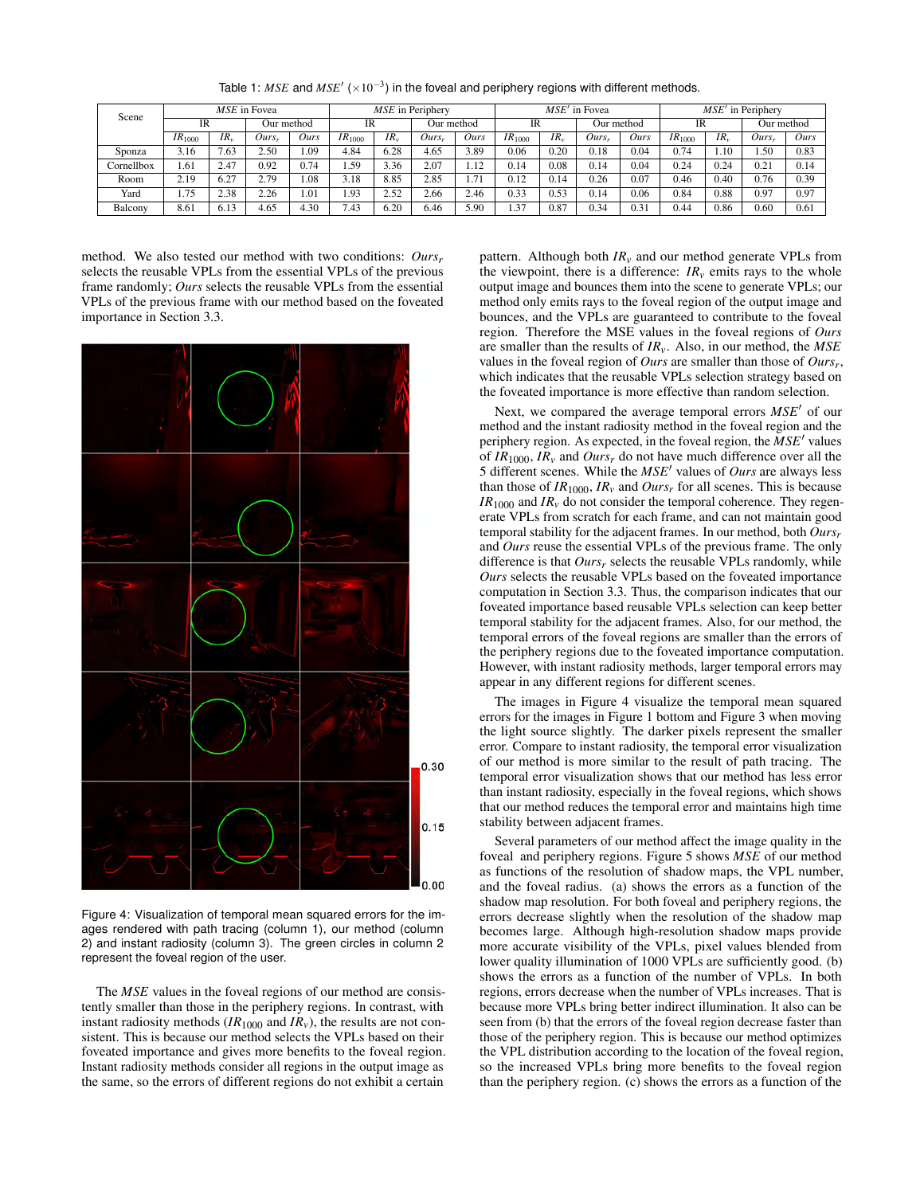Table 1: $MSE$ and $MSE'$ ($\times 10^{-3}$) in the foveal and periphery regions with different methods.

| Scene | $MSE$ in Fovea | | | | $MSE$ in Periphery | | | | $MSE'$ in Fovea | | | | $MSE'$ in Periphery | | | |
|---|---|---|---|---|---|---|---|---|---|---|---|---|---|---|---|---|
| | IR | | Our method | | IR | | Our method | | IR | | Our method | | IR | | Our method | |
| | $IR_{1000}$ | $IR_v$ | $Ours_r$ | $Ours$ | $IR_{1000}$ | $IR_v$ | $Ours_r$ | $Ours$ | $IR_{1000}$ | $IR_v$ | $Ours_r$ | $Ours$ | $IR_{1000}$ | $IR_v$ | $Ours_r$ | $Ours$ |
| Sponza | 3.16 | 7.63 | 2.50 | 1.09 | 4.84 | 6.28 | 4.65 | 3.89 | 0.06 | 0.20 | 0.18 | 0.04 | 0.74 | 1.10 | 1.50 | 0.83 |
| Cornellbox | 1.61 | 2.47 | 0.92 | 0.74 | 1.59 | 3.36 | 2.07 | 1.12 | 0.14 | 0.08 | 0.14 | 0.04 | 0.24 | 0.24 | 0.21 | 0.14 |
| Room | 2.19 | 6.27 | 2.79 | 1.08 | 3.18 | 8.85 | 2.85 | 1.71 | 0.12 | 0.14 | 0.26 | 0.07 | 0.46 | 0.40 | 0.76 | 0.39 |
| Yard | 1.75 | 2.38 | 2.26 | 1.01 | 1.93 | 2.52 | 2.66 | 2.46 | 0.33 | 0.53 | 0.14 | 0.06 | 0.84 | 0.88 | 0.97 | 0.97 |
| Balcony | 8.61 | 6.13 | 4.65 | 4.30 | 7.43 | 6.20 | 6.46 | 5.90 | 1.37 | 0.87 | 0.34 | 0.31 | 0.44 | 0.86 | 0.60 | 0.61 |

method. We also tested our method with two conditions: $Ours_r$ selects the reusable VPLs from the essential VPLs of the previous frame randomly; $Ours$ selects the reusable VPLs from the essential VPLs of the previous frame with our method based on the foveated importance in Section 3.3.

Figure 4: Visualization of temporal mean squared errors for the images rendered with path tracing (column 1), our method (column 2) and instant radiosity (column 3). The green circles in column 2 represent the foveal region of the user.

The $MSE$ values in the foveal regions of our method are consistently smaller than those in the periphery regions. In contrast, with instant radiosity methods ($IR_{1000}$ and $IR_v$), the results are not consistent. This is because our method selects the VPLs based on their foveated importance and gives more benefits to the foveal region. Instant radiosity methods consider all regions in the output image as the same, so the errors of different regions do not exhibit a certain pattern. Although both $IR_v$ and our method generate VPLs from the viewpoint, there is a difference: $IR_v$ emits rays to the whole output image and bounces them into the scene to generate VPLs; our method only emits rays to the foveal region of the output image and bounces, and the VPLs are guaranteed to contribute to the foveal region. Therefore the MSE values in the foveal regions of $Ours$ are smaller than the results of $IR_v$. Also, in our method, the $MSE$ values in the foveal region of $Ours$ are smaller than those of $Ours_r$, which indicates that the reusable VPLs selection strategy based on the foveated importance is more effective than random selection.

Next, we compared the average temporal errors $MSE'$ of our method and the instant radiosity method in the foveal region and the periphery region. As expected, in the foveal region, the $MSE'$ values of $IR_{1000}$, $IR_v$ and $Ours_r$ do not have much difference over all the 5 different scenes. While the $MSE'$ values of $Ours$ are always less than those of $IR_{1000}$, $IR_v$ and $Ours_r$ for all scenes. This is because $IR_{1000}$ and $IR_v$ do not consider the temporal coherence. They regenerate VPLs from scratch for each frame, and can not maintain good temporal stability for the adjacent frames. In our method, both $Ours_r$ and $Ours$ reuse the essential VPLs of the previous frame. The only difference is that $Ours_r$ selects the reusable VPLs randomly, while $Ours$ selects the reusable VPLs based on the foveated importance computation in Section 3.3. Thus, the comparison indicates that our foveated importance based reusable VPLs selection can keep better temporal stability for the adjacent frames. Also, for our method, the temporal errors of the foveal regions are smaller than the errors of the periphery regions due to the foveated importance computation. However, with instant radiosity methods, larger temporal errors may appear in any different regions for different scenes.

The images in Figure 4 visualize the temporal mean squared errors for the images in Figure 1 bottom and Figure 3 when moving the light source slightly. The darker pixels represent the smaller error. Compare to instant radiosity, the temporal error visualization of our method is more similar to the result of path tracing. The temporal error visualization shows that our method has less error than instant radiosity, especially in the foveal regions, which shows that our method reduces the temporal error and maintains high time stability between adjacent frames.

Several parameters of our method affect the image quality in the foveal and periphery regions. Figure 5 shows $MSE$ of our method as functions of the resolution of shadow maps, the VPL number, and the foveal radius. (a) shows the errors as a function of the shadow map resolution. For both foveal and periphery regions, the errors decrease slightly when the resolution of the shadow map becomes large. Although high-resolution shadow maps provide more accurate visibility of the VPLs, pixel values blended from lower quality illumination of 1000 VPLs are sufficiently good. (b) shows the errors as a function of the number of VPLs. In both regions, errors decrease when the number of VPLs increases. That is because more VPLs bring better indirect illumination. It also can be seen from (b) that the errors of the foveal region decrease faster than those of the periphery region. This is because our method optimizes the VPL distribution according to the location of the foveal region, so the increased VPLs bring more benefits to the foveal region than the periphery region. (c) shows the errors as a function of the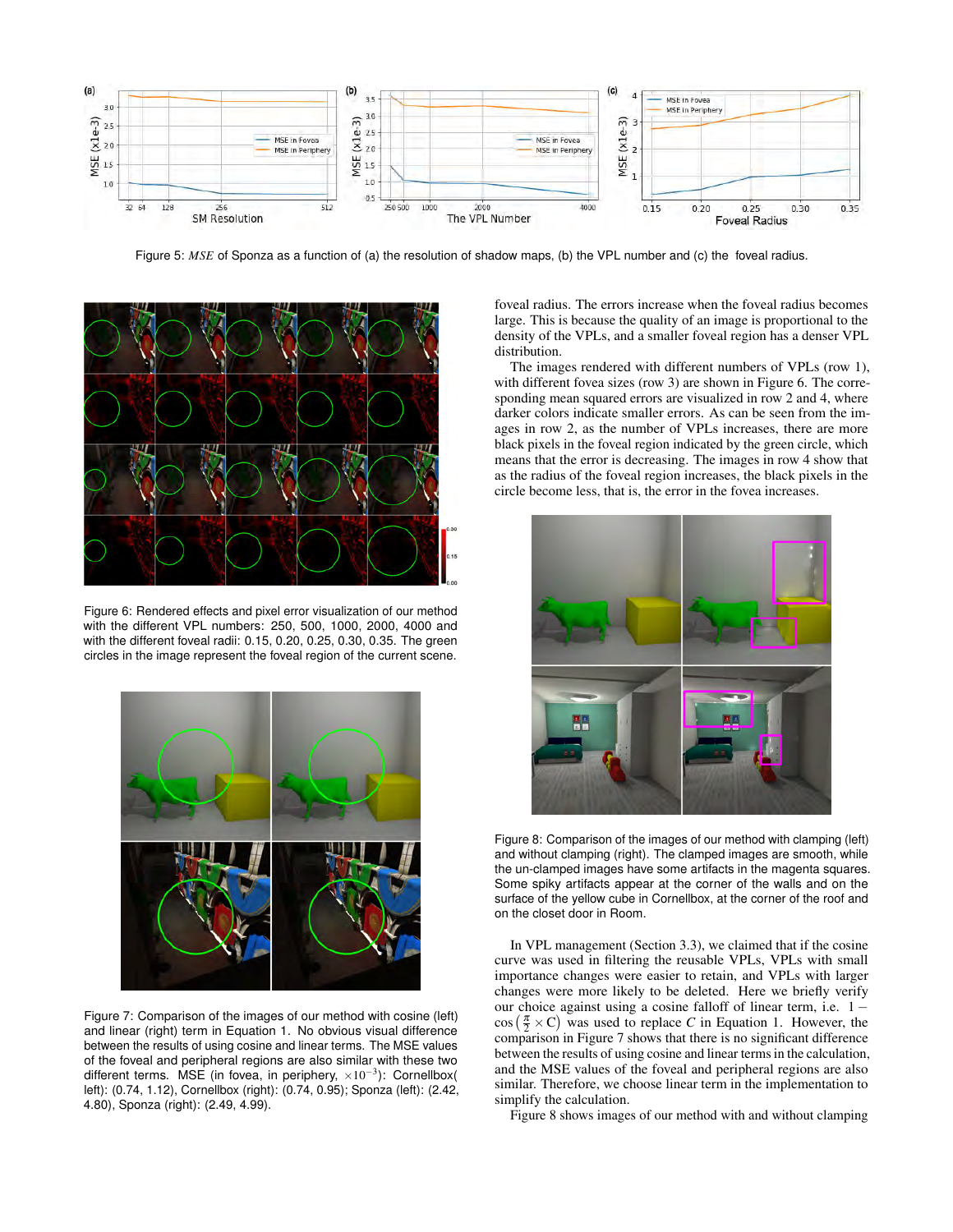Figure 5: *MSE* of Sponza as a function of (a) the resolution of shadow maps, (b) the VPL number and (c) the foveal radius.

Figure 6: Rendered effects and pixel error visualization of our method with the different VPL numbers: 250, 500, 1000, 2000, 4000 and with the different foveal radii: 0.15, 0.20, 0.25, 0.30, 0.35. The green circles in the image represent the foveal region of the current scene.

Figure 7: Comparison of the images of our method with cosine (left) and linear (right) term in Equation 1. No obvious visual difference between the results of using cosine and linear terms. The MSE values of the foveal and peripheral regions are also similar with these two different terms. MSE (in fovea, in periphery, $\times 10^{-3}$): Cornellbox( left): (0.74, 1.12), Cornellbox (right): (0.74, 0.95); Sponza (left): (2.42, 4.80), Sponza (right): (2.49, 4.99).

foveal radius. The errors increase when the foveal radius becomes large. This is because the quality of an image is proportional to the density of the VPLs, and a smaller foveal region has a denser VPL distribution.

The images rendered with different numbers of VPLs (row 1), with different fovea sizes (row 3) are shown in Figure 6. The corresponding mean squared errors are visualized in row 2 and 4, where darker colors indicate smaller errors. As can be seen from the images in row 2, as the number of VPLs increases, there are more black pixels in the foveal region indicated by the green circle, which means that the error is decreasing. The images in row 4 show that as the radius of the foveal region increases, the black pixels in the circle become less, that is, the error in the fovea increases.

Figure 8: Comparison of the images of our method with clamping (left) and without clamping (right). The clamped images are smooth, while the un-clamped images have some artifacts in the magenta squares. Some spiky artifacts appear at the corner of the walls and on the surface of the yellow cube in Cornellbox, at the corner of the roof and on the closet door in Room.

In VPL management (Section 3.3), we claimed that if the cosine curve was used in filtering the reusable VPLs, VPLs with small importance changes were easier to retain, and VPLs with larger changes were more likely to be deleted. Here we briefly verify our choice against using a cosine falloff of linear term, i.e. $1 - \cos\left(\frac{\pi}{2} \times C\right)$ was used to replace $C$ in Equation 1. However, the comparison in Figure 7 shows that there is no significant difference between the results of using cosine and linear terms in the calculation, and the MSE values of the foveal and peripheral regions are also similar. Therefore, we choose linear term in the implementation to simplify the calculation.

Figure 8 shows images of our method with and without clamping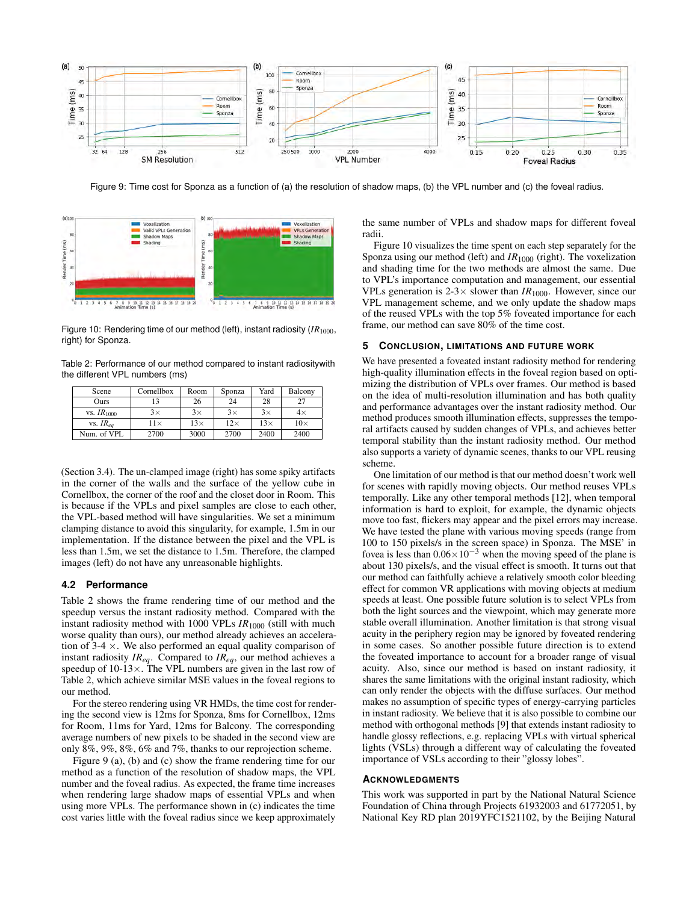Figure 9: Time cost for Sponza as a function of (a) the resolution of shadow maps, (b) the VPL number and (c) the foveal radius.

Figure 10: Rendering time of our method (left), instant radiosity ($IR_{1000}$, right) for Sponza.

Table 2: Performance of our method compared to instant radiositywith the different VPL numbers (ms)

| Scene | Cornellbox | Room | Sponza | Yard | Balcony |
|---|---|---|---|---|---|
| Ours | 13 | 26 | 24 | 28 | 27 |
| vs. $IR_{1000}$ | 3× | 3× | 3× | 3× | 4× |
| vs. $IR_{eq}$ | 11× | 13× | 12× | 13× | 10× |
| Num. of VPL | 2700 | 3000 | 2700 | 2400 | 2400 |

(Section 3.4). The un-clamped image (right) has some spiky artifacts in the corner of the walls and the surface of the yellow cube in Cornellbox, the corner of the roof and the closet door in Room. This is because if the VPLs and pixel samples are close to each other, the VPL-based method will have singularities. We set a minimum clamping distance to avoid this singularity, for example, 1.5m in our implementation. If the distance between the pixel and the VPL is less than 1.5m, we set the distance to 1.5m. Therefore, the clamped images (left) do not have any unreasonable highlights.

### 4.2 Performance

Table 2 shows the frame rendering time of our method and the speedup versus the instant radiosity method. Compared with the instant radiosity method with 1000 VPLs $IR_{1000}$ (still with much worse quality than ours), our method already achieves an acceleration of 3-4 ×. We also performed an equal quality comparison of instant radiosity $IR_{eq}$. Compared to $IR_{eq}$, our method achieves a speedup of 10-13×. The VPL numbers are given in the last row of Table 2, which achieve similar MSE values in the foveal regions to our method.

For the stereo rendering using VR HMDs, the time cost for rendering the second view is 12ms for Sponza, 8ms for Cornellbox, 12ms for Room, 11ms for Yard, 12ms for Balcony. The corresponding average numbers of new pixels to be shaded in the second view are only 8%, 9%, 8%, 6% and 7%, thanks to our reprojection scheme.

Figure 9 (a), (b) and (c) show the frame rendering time for our method as a function of the resolution of shadow maps, the VPL number and the foveal radius. As expected, the frame time increases when rendering large shadow maps of essential VPLs and when using more VPLs. The performance shown in (c) indicates the time cost varies little with the foveal radius since we keep approximately the same number of VPLs and shadow maps for different foveal radii.

Figure 10 visualizes the time spent on each step separately for the Sponza using our method (left) and $IR_{1000}$ (right). The voxelization and shading time for the two methods are almost the same. Due to VPL's importance computation and management, our essential VPLs generation is 2-3× slower than $IR_{1000}$. However, since our VPL management scheme, and we only update the shadow maps of the reused VPLs with the top 5% foveated importance for each frame, our method can save 80% of the time cost.

## 5 Conclusion, Limitations and Future Work

We have presented a foveated instant radiosity method for rendering high-quality illumination effects in the foveal region based on optimizing the distribution of VPLs over frames. Our method is based on the idea of multi-resolution illumination and has both quality and performance advantages over the instant radiosity method. Our method produces smooth illumination effects, suppresses the temporal artifacts caused by sudden changes of VPLs, and achieves better temporal stability than the instant radiosity method. Our method also supports a variety of dynamic scenes, thanks to our VPL reusing scheme.

One limitation of our method is that our method doesn't work well for scenes with rapidly moving objects. Our method reuses VPLs temporally. Like any other temporal methods [12], when temporal information is hard to exploit, for example, the dynamic objects move too fast, flickers may appear and the pixel errors may increase. We have tested the plane with various moving speeds (range from 100 to 150 pixels/s in the screen space) in Sponza. The MSE' in fovea is less than $0.06\times10^{-3}$ when the moving speed of the plane is about 130 pixels/s, and the visual effect is smooth. It turns out that our method can faithfully achieve a relatively smooth color bleeding effect for common VR applications with moving objects at medium speeds at least. One possible future solution is to select VPLs from both the light sources and the viewpoint, which may generate more stable overall illumination. Another limitation is that strong visual acuity in the periphery region may be ignored by foveated rendering in some cases. So another possible future direction is to extend the foveated importance to account for a broader range of visual acuity. Also, since our method is based on instant radiosity, it shares the same limitations with the original instant radiosity, which can only render the objects with the diffuse surfaces. Our method makes no assumption of specific types of energy-carrying particles in instant radiosity. We believe that it is also possible to combine our method with orthogonal methods [9] that extends instant radiosity to handle glossy reflections, e.g. replacing VPLs with virtual spherical lights (VSLs) through a different way of calculating the foveated importance of VSLs according to their "glossy lobes".

## Acknowledgments

This work was supported in part by the National Natural Science Foundation of China through Projects 61932003 and 61772051, by National Key RD plan 2019YFC1521102, by the Beijing Natural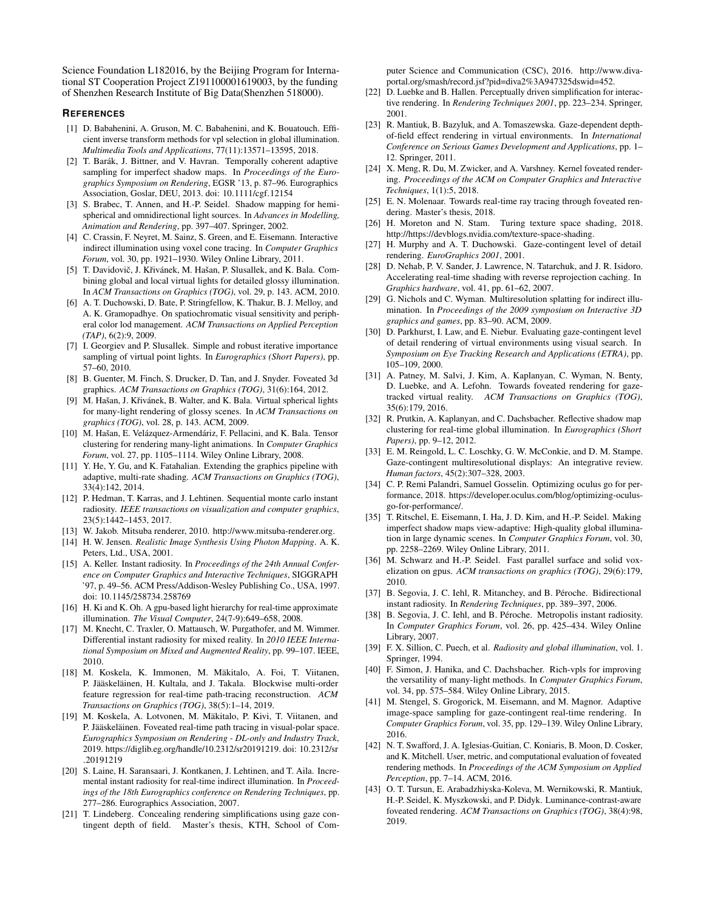Science Foundation L182016, by the Beijing Program for International ST Cooperation Project Z191100001619003, by the funding of Shenzhen Research Institute of Big Data(Shenzhen 518000).

## References

[1] D. Babahenini, A. Gruson, M. C. Babahenini, and K. Bouatouch. Efficient inverse transform methods for vpl selection in global illumination. *Multimedia Tools and Applications*, 77(11):13571–13595, 2018.

[2] T. Barák, J. Bittner, and V. Havran. Temporally coherent adaptive sampling for imperfect shadow maps. In *Proceedings of the Eurographics Symposium on Rendering*, EGSR '13, p. 87–96. Eurographics Association, Goslar, DEU, 2013. doi: 10.1111/cgf.12154

[3] S. Brabec, T. Annen, and H.-P. Seidel. Shadow mapping for hemispherical and omnidirectional light sources. In *Advances in Modelling, Animation and Rendering*, pp. 397–407. Springer, 2002.

[4] C. Crassin, F. Neyret, M. Sainz, S. Green, and E. Eisemann. Interactive indirect illumination using voxel cone tracing. In *Computer Graphics Forum*, vol. 30, pp. 1921–1930. Wiley Online Library, 2011.

[5] T. Davidovič, J. Křivánek, M. Hašan, P. Slusallek, and K. Bala. Combining global and local virtual lights for detailed glossy illumination. In *ACM Transactions on Graphics (TOG)*, vol. 29, p. 143. ACM, 2010.

[6] A. T. Duchowski, D. Bate, P. Stringfellow, K. Thakur, B. J. Melloy, and A. K. Gramopadhye. On spatiochromatic visual sensitivity and peripheral color lod management. *ACM Transactions on Applied Perception (TAP)*, 6(2):9, 2009.

[7] I. Georgiev and P. Slusallek. Simple and robust iterative importance sampling of virtual point lights. In *Eurographics (Short Papers)*, pp. 57–60, 2010.

[8] B. Guenter, M. Finch, S. Drucker, D. Tan, and J. Snyder. Foveated 3d graphics. *ACM Transactions on Graphics (TOG)*, 31(6):164, 2012.

[9] M. Hašan, J. Křivánek, B. Walter, and K. Bala. Virtual spherical lights for many-light rendering of glossy scenes. In *ACM Transactions on graphics (TOG)*, vol. 28, p. 143. ACM, 2009.

[10] M. Hašan, E. Velázquez-Armendáriz, F. Pellacini, and K. Bala. Tensor clustering for rendering many-light animations. In *Computer Graphics Forum*, vol. 27, pp. 1105–1114. Wiley Online Library, 2008.

[11] Y. He, Y. Gu, and K. Fatahalian. Extending the graphics pipeline with adaptive, multi-rate shading. *ACM Transactions on Graphics (TOG)*, 33(4):142, 2014.

[12] P. Hedman, T. Karras, and J. Lehtinen. Sequential monte carlo instant radiosity. *IEEE transactions on visualization and computer graphics*, 23(5):1442–1453, 2017.

[13] W. Jakob. Mitsuba renderer, 2010. http://www.mitsuba-renderer.org.

[14] H. W. Jensen. *Realistic Image Synthesis Using Photon Mapping*. A. K. Peters, Ltd., USA, 2001.

[15] A. Keller. Instant radiosity. In *Proceedings of the 24th Annual Conference on Computer Graphics and Interactive Techniques*, SIGGRAPH '97, p. 49–56. ACM Press/Addison-Wesley Publishing Co., USA, 1997. doi: 10.1145/258734.258769

[16] H. Ki and K. Oh. A gpu-based light hierarchy for real-time approximate illumination. *The Visual Computer*, 24(7-9):649–658, 2008.

[17] M. Knecht, C. Traxler, O. Mattausch, W. Purgathofer, and M. Wimmer. Differential instant radiosity for mixed reality. In *2010 IEEE International Symposium on Mixed and Augmented Reality*, pp. 99–107. IEEE, 2010.

[18] M. Koskela, K. Immonen, M. Mäkitalo, A. Foi, T. Viitanen, P. Jääskeläinen, H. Kultala, and J. Takala. Blockwise multi-order feature regression for real-time path-tracing reconstruction. *ACM Transactions on Graphics (TOG)*, 38(5):1–14, 2019.

[19] M. Koskela, A. Lotvonen, M. Mäkitalo, P. Kivi, T. Viitanen, and P. Jääskeläinen. Foveated real-time path tracing in visual-polar space. *Eurographics Symposium on Rendering - DL-only and Industry Track*, 2019. https://diglib.eg.org/handle/10.2312/sr20191219. doi: 10.2312/sr.20191219

[20] S. Laine, H. Saransaari, J. Kontkanen, J. Lehtinen, and T. Aila. Incremental instant radiosity for real-time indirect illumination. In *Proceedings of the 18th Eurographics conference on Rendering Techniques*, pp. 277–286. Eurographics Association, 2007.

[21] T. Lindeberg. Concealing rendering simplifications using gaze contingent depth of field. Master's thesis, KTH, School of Computer Science and Communication (CSC), 2016. http://www.diva-portal.org/smash/record.jsf?pid=diva2%3A947325dswid=452.

[22] D. Luebke and B. Hallen. Perceptually driven simplification for interactive rendering. In *Rendering Techniques 2001*, pp. 223–234. Springer, 2001.

[23] R. Mantiuk, B. Bazyluk, and A. Tomaszewska. Gaze-dependent depth-of-field effect rendering in virtual environments. In *International Conference on Serious Games Development and Applications*, pp. 1–12. Springer, 2011.

[24] X. Meng, R. Du, M. Zwicker, and A. Varshney. Kernel foveated rendering. *Proceedings of the ACM on Computer Graphics and Interactive Techniques*, 1(1):5, 2018.

[25] E. N. Molenaar. Towards real-time ray tracing through foveated rendering. Master's thesis, 2018.

[26] H. Moreton and N. Stam. Turing texture space shading, 2018. http://https://devblogs.nvidia.com/texture-space-shading.

[27] H. Murphy and A. T. Duchowski. Gaze-contingent level of detail rendering. *EuroGraphics 2001*, 2001.

[28] D. Nehab, P. V. Sander, J. Lawrence, N. Tatarchuk, and J. R. Isidoro. Accelerating real-time shading with reverse reprojection caching. In *Graphics hardware*, vol. 41, pp. 61–62, 2007.

[29] G. Nichols and C. Wyman. Multiresolution splatting for indirect illumination. In *Proceedings of the 2009 symposium on Interactive 3D graphics and games*, pp. 83–90. ACM, 2009.

[30] D. Parkhurst, I. Law, and E. Niebur. Evaluating gaze-contingent level of detail rendering of virtual environments using visual search. In *Symposium on Eye Tracking Research and Applications (ETRA)*, pp. 105–109, 2000.

[31] A. Patney, M. Salvi, J. Kim, A. Kaplanyan, C. Wyman, N. Benty, D. Luebke, and A. Lefohn. Towards foveated rendering for gaze-tracked virtual reality. *ACM Transactions on Graphics (TOG)*, 35(6):179, 2016.

[32] R. Prutkin, A. Kaplanyan, and C. Dachsbacher. Reflective shadow map clustering for real-time global illumination. In *Eurographics (Short Papers)*, pp. 9–12, 2012.

[33] E. M. Reingold, L. C. Loschky, G. W. McConkie, and D. M. Stampe. Gaze-contingent multiresolutional displays: An integrative review. *Human factors*, 45(2):307–328, 2003.

[34] C. P. Remi Palandri, Samuel Gosselin. Optimizing oculus go for performance, 2018. https://developer.oculus.com/blog/optimizing-oculus-go-for-performance/.

[35] T. Ritschel, E. Eisemann, I. Ha, J. D. Kim, and H.-P. Seidel. Making imperfect shadow maps view-adaptive: High-quality global illumination in large dynamic scenes. In *Computer Graphics Forum*, vol. 30, pp. 2258–2269. Wiley Online Library, 2011.

[36] M. Schwarz and H.-P. Seidel. Fast parallel surface and solid voxelization on gpus. *ACM transactions on graphics (TOG)*, 29(6):179, 2010.

[37] B. Segovia, J. C. Iehl, R. Mitanchey, and B. Péroche. Bidirectional instant radiosity. In *Rendering Techniques*, pp. 389–397, 2006.

[38] B. Segovia, J. C. Iehl, and B. Péroche. Metropolis instant radiosity. In *Computer Graphics Forum*, vol. 26, pp. 425–434. Wiley Online Library, 2007.

[39] F. X. Sillion, C. Puech, et al. *Radiosity and global illumination*, vol. 1. Springer, 1994.

[40] F. Simon, J. Hanika, and C. Dachsbacher. Rich-vpls for improving the versatility of many-light methods. In *Computer Graphics Forum*, vol. 34, pp. 575–584. Wiley Online Library, 2015.

[41] M. Stengel, S. Grogorick, M. Eisemann, and M. Magnor. Adaptive image-space sampling for gaze-contingent real-time rendering. In *Computer Graphics Forum*, vol. 35, pp. 129–139. Wiley Online Library, 2016.

[42] N. T. Swafford, J. A. Iglesias-Guitian, C. Koniaris, B. Moon, D. Cosker, and K. Mitchell. User, metric, and computational evaluation of foveated rendering methods. In *Proceedings of the ACM Symposium on Applied Perception*, pp. 7–14. ACM, 2016.

[43] O. T. Tursun, E. Arabadzhiyska-Koleva, M. Wernikowski, R. Mantiuk, H.-P. Seidel, K. Myszkowski, and P. Didyk. Luminance-contrast-aware foveated rendering. *ACM Transactions on Graphics (TOG)*, 38(4):98, 2019.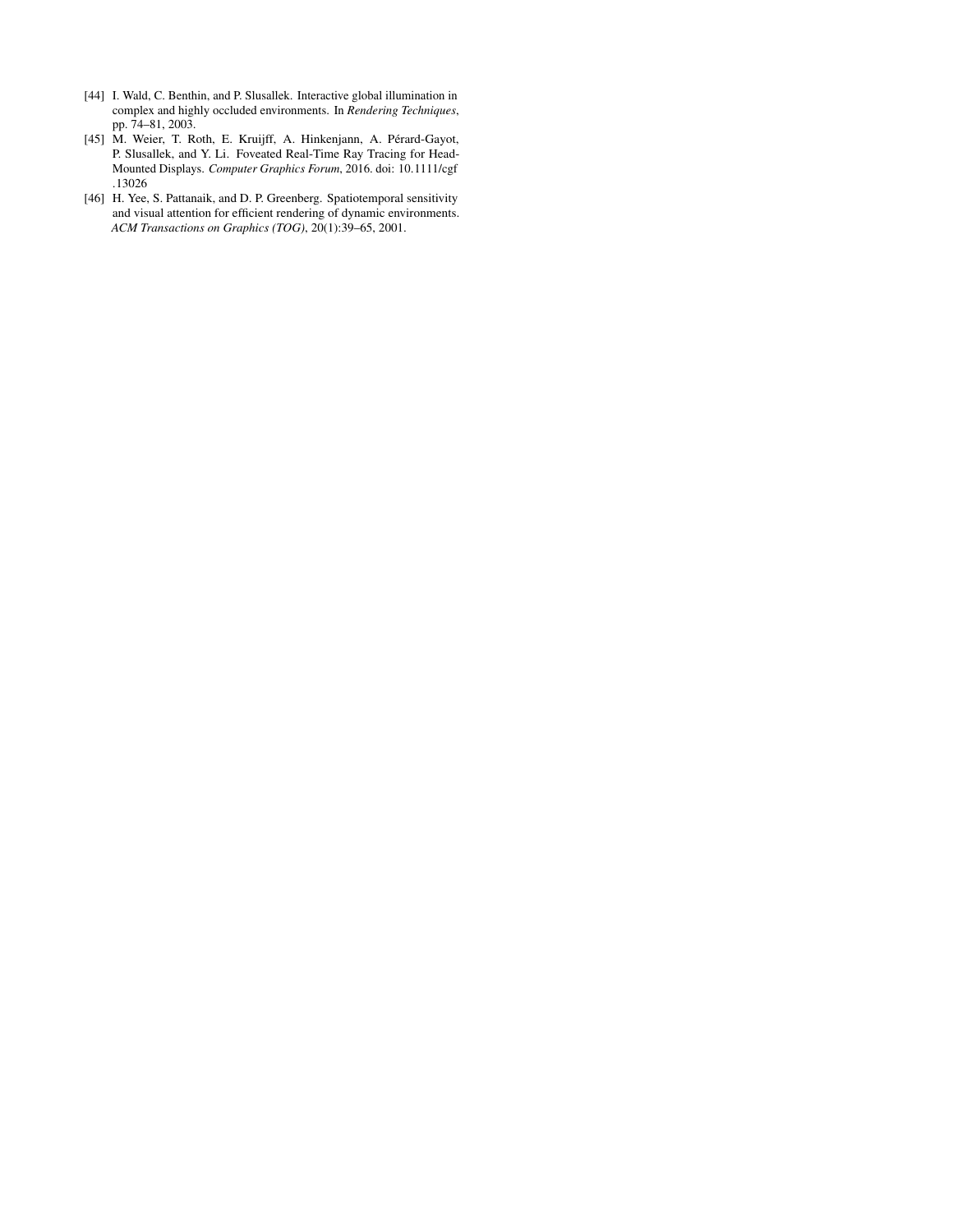[44] I. Wald, C. Benthin, and P. Slusallek. Interactive global illumination in complex and highly occluded environments. In *Rendering Techniques*, pp. 74–81, 2003.

[45] M. Weier, T. Roth, E. Kruijff, A. Hinkenjann, A. Pérard-Gayot, P. Slusallek, and Y. Li. Foveated Real-Time Ray Tracing for Head-Mounted Displays. *Computer Graphics Forum*, 2016. doi: 10.1111/cgf.13026

[46] H. Yee, S. Pattanaik, and D. P. Greenberg. Spatiotemporal sensitivity and visual attention for efficient rendering of dynamic environments. *ACM Transactions on Graphics (TOG)*, 20(1):39–65, 2001.